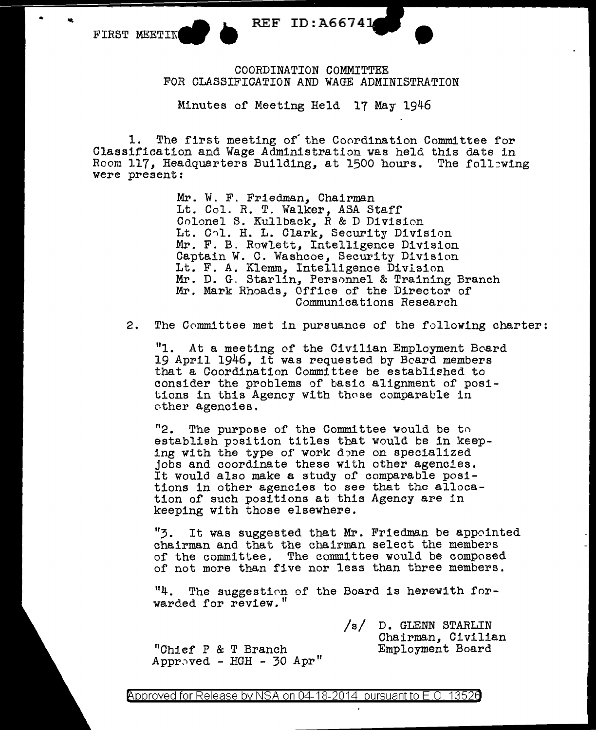FIRST MEETING

REF ID:A66741

COORDINATION COMMITTEE
FOR CLASSIFICATION AND WAGE ADMINISTRATION

Minutes of Meeting Held 17 May 1946

1. The first meeting of the Coordination Committee for Classification and Wage Administration was held this date in Room 117, Headquarters Building, at 1500 hours. The following were present:

> Mr. W. F. Friedman, Chairman
> Lt. Col. R. T. Walker, ASA Staff
> Colonel S. Kullback, R & D Division
> Lt. Col. H. L. Clark, Security Division
> Mr. F. B. Rowlett, Intelligence Division
> Captain W. C. Washcoe, Security Division
> Lt. F. A. Klemm, Intelligence Division
> Mr. D. G. Starlin, Personnel & Training Branch
> Mr. Mark Rhoads, Office of the Director of Communications Research

2. The Committee met in pursuance of the following charter:

"1. At a meeting of the Civilian Employment Board 19 April 1946, it was requested by Board members that a Coordination Committee be established to consider the problems of basic alignment of positions in this Agency with those comparable in other agencies.

"2. The purpose of the Committee would be to establish position titles that would be in keeping with the type of work done on specialized jobs and coordinate these with other agencies. It would also make a study of comparable positions in other agencies to see that the allocation of such positions at this Agency are in keeping with those elsewhere.

"3. It was suggested that Mr. Friedman be appointed chairman and that the chairman select the members of the committee. The committee would be composed of not more than five nor less than three members.

"4. The suggestion of the Board is herewith forwarded for review."

/s/ D. GLENN STARLIN
Chairman, Civilian
Employment Board

"Chief P & T Branch
Approved - HGH - 30 Apr"

Approved for Release by NSA on 04-18-2014 pursuant to E.O. 13526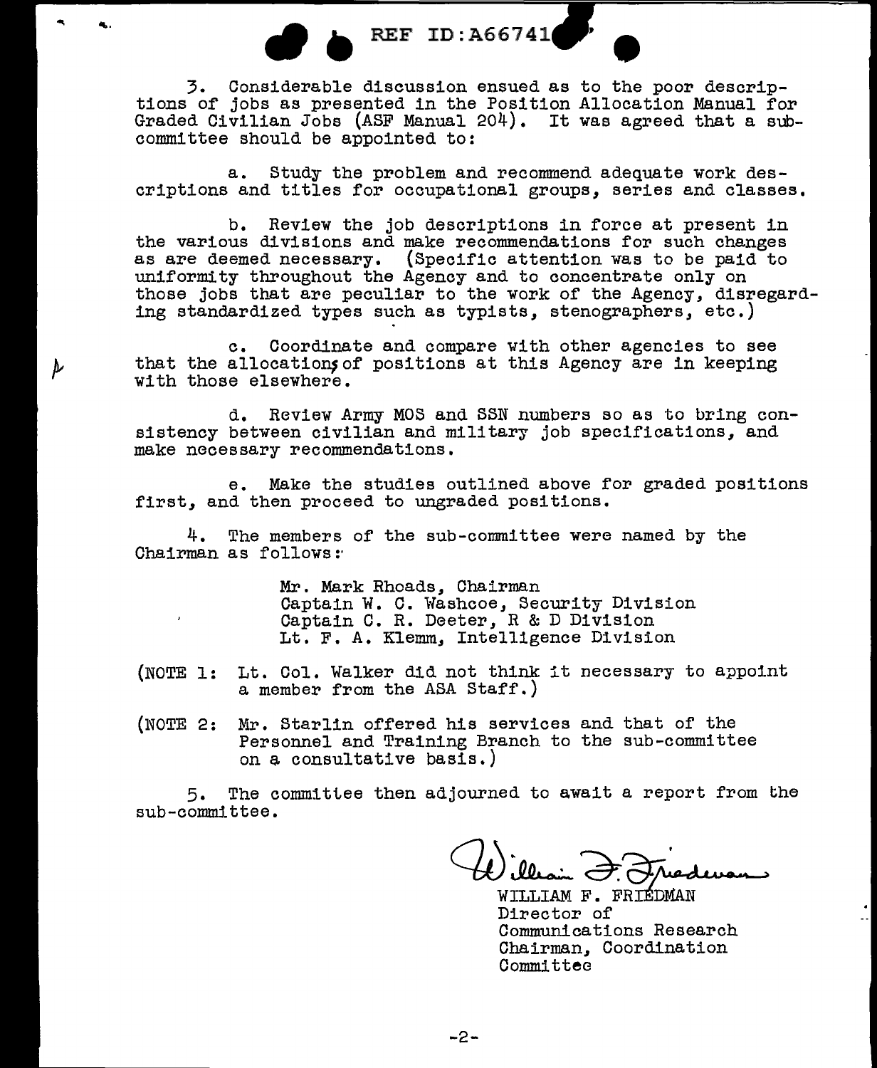3. Considerable discussion ensued as to the poor descriptions of jobs as presented in the Position Allocation Manual for Graded Civilian Jobs (ASF Manual 204). It was agreed that a subcommittee should be appointed to:

a. Study the problem and recommend adequate work descriptions and titles for occupational groups, series and classes.

b. Review the job descriptions in force at present in the various divisions and make recommendations for such changes as are deemed necessary. (Specific attention was to be paid to uniformity throughout the Agency and to concentrate only on those jobs that are peculiar to the work of the Agency, disregarding standardized types such as typists, stenographers, etc.)

c. Coordinate and compare with other agencies to see that the allocations of positions at this Agency are in keeping with those elsewhere.

d. Review Army MOS and SSN numbers so as to bring consistency between civilian and military job specifications, and make necessary recommendations.

e. Make the studies outlined above for graded positions first, and then proceed to ungraded positions.

4. The members of the sub-committee were named by the Chairman as follows:

Mr. Mark Rhoads, Chairman
Captain W. C. Washcoe, Security Division
Captain C. R. Deeter, R & D Division
Lt. F. A. Klemm, Intelligence Division

(NOTE 1: Lt. Col. Walker did not think it necessary to appoint a member from the ASA Staff.)

(NOTE 2: Mr. Starlin offered his services and that of the Personnel and Training Branch to the sub-committee on a consultative basis.)

5. The committee then adjourned to await a report from the sub-committee.

William F. Friedman

WILLIAM F. FRIEDMAN
Director of
Communications Research
Chairman, Coordination
Committee